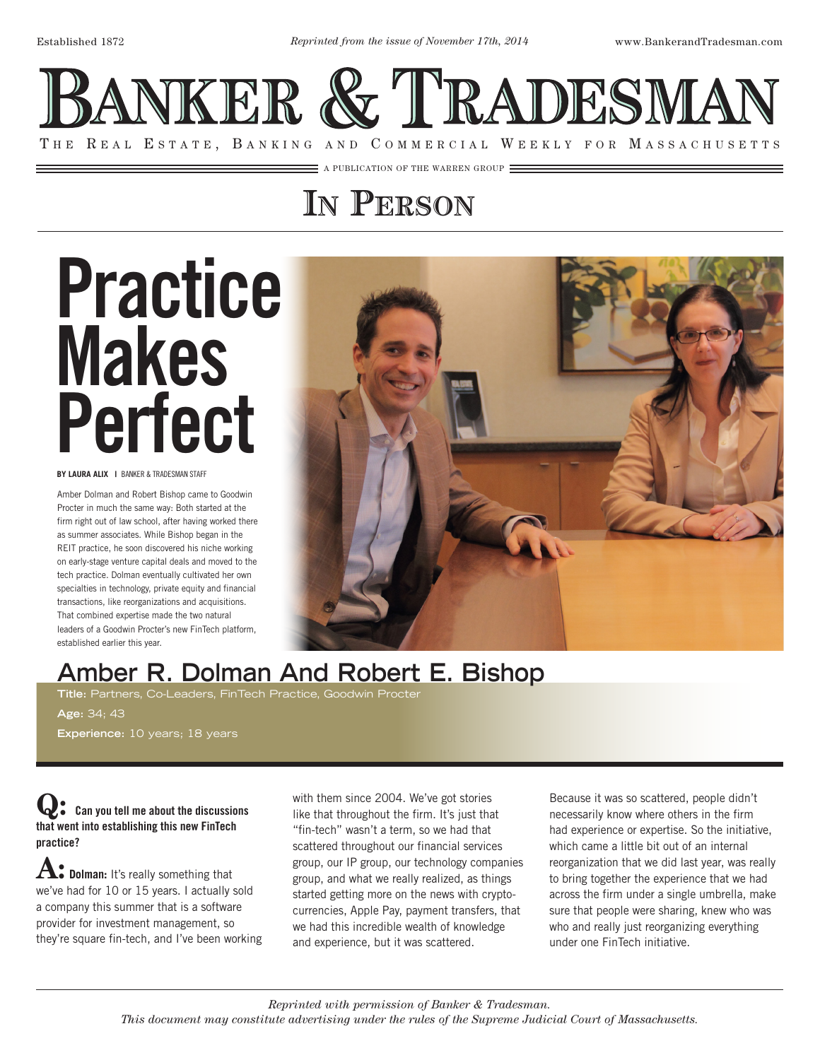Established 1872 · *Reprinted from the issue of November 17th, 2014* · www.BankerandTradesman.com

# BANKER & TRADESMAN

THE REAL ESTATE, BANKING AND COMMERCIAL WEEKLY FOR MASSACHUSETTS

A PUBLICATION OF THE WARREN GROUP

## IN PERSON

# Practice Makes Perfect

**BY LAURA ALIX** | BANKER & TRADESMAN STAFF

Amber Dolman and Robert Bishop came to Goodwin Procter in much the same way: Both started at the firm right out of law school, after having worked there as summer associates. While Bishop began in the REIT practice, he soon discovered his niche working on early-stage venture capital deals and moved to the tech practice. Dolman eventually cultivated her own specialties in technology, private equity and financial transactions, like reorganizations and acquisitions. That combined expertise made the two natural leaders of a Goodwin Procter's new FinTech platform, established earlier this year.

## Amber R. Dolman And Robert E. Bishop

**Title:** Partners, Co-Leaders, FinTech Practice, Goodwin Procter

**Age:** 34; 43

**Experience:** 10 years; 18 years

**Q: Can you tell me about the discussions that went into establishing this new FinTech practice?**

**A: Dolman:** It's really something that we've had for 10 or 15 years. I actually sold a company this summer that is a software provider for investment management, so they're square fin-tech, and I've been working with them since 2004. We've got stories like that throughout the firm. It's just that "fin-tech" wasn't a term, so we had that scattered throughout our financial services group, our IP group, our technology companies group, and what we really realized, as things started getting more on the news with crypto-currencies, Apple Pay, payment transfers, that we had this incredible wealth of knowledge and experience, but it was scattered.

Because it was so scattered, people didn't necessarily know where others in the firm had experience or expertise. So the initiative, which came a little bit out of an internal reorganization that we did last year, was really to bring together the experience that we had across the firm under a single umbrella, make sure that people were sharing, knew who was who and really just reorganizing everything under one FinTech initiative.

*Reprinted with permission of Banker & Tradesman.*
*This document may constitute advertising under the rules of the Supreme Judicial Court of Massachusetts.*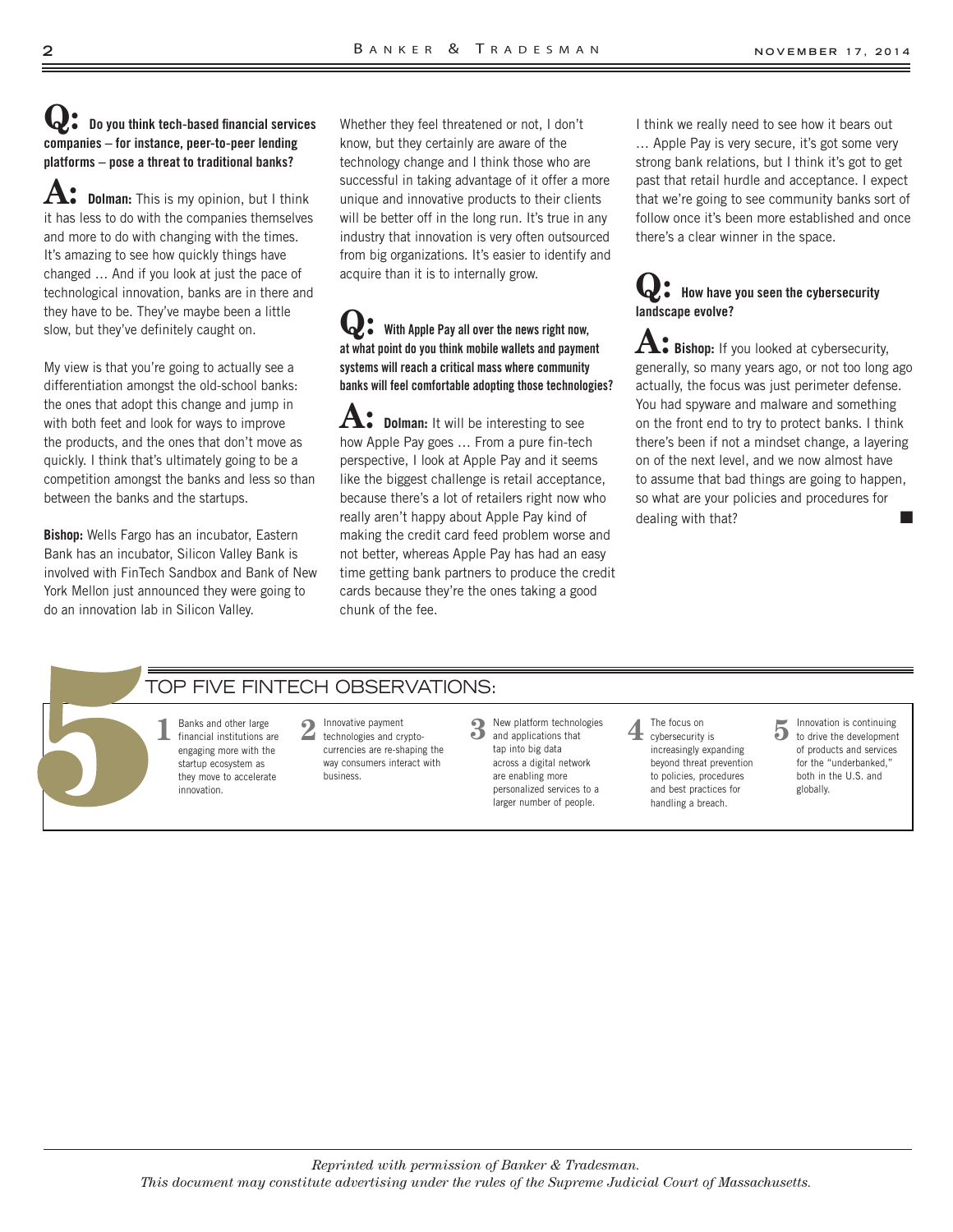**Q: Do you think tech-based financial services companies – for instance, peer-to-peer lending platforms – pose a threat to traditional banks?**

**A: Dolman:** This is my opinion, but I think it has less to do with the companies themselves and more to do with changing with the times. It's amazing to see how quickly things have changed … And if you look at just the pace of technological innovation, banks are in there and they have to be. They've maybe been a little slow, but they've definitely caught on.

My view is that you're going to actually see a differentiation amongst the old-school banks: the ones that adopt this change and jump in with both feet and look for ways to improve the products, and the ones that don't move as quickly. I think that's ultimately going to be a competition amongst the banks and less so than between the banks and the startups.

**Bishop:** Wells Fargo has an incubator, Eastern Bank has an incubator, Silicon Valley Bank is involved with FinTech Sandbox and Bank of New York Mellon just announced they were going to do an innovation lab in Silicon Valley.

Whether they feel threatened or not, I don't know, but they certainly are aware of the technology change and I think those who are successful in taking advantage of it offer a more unique and innovative products to their clients will be better off in the long run. It's true in any industry that innovation is very often outsourced from big organizations. It's easier to identify and acquire than it is to internally grow.

**Q: With Apple Pay all over the news right now, at what point do you think mobile wallets and payment systems will reach a critical mass where community banks will feel comfortable adopting those technologies?**

**A: Dolman:** It will be interesting to see how Apple Pay goes … From a pure fin-tech perspective, I look at Apple Pay and it seems like the biggest challenge is retail acceptance, because there's a lot of retailers right now who really aren't happy about Apple Pay kind of making the credit card feed problem worse and not better, whereas Apple Pay has had an easy time getting bank partners to produce the credit cards because they're the ones taking a good chunk of the fee.

I think we really need to see how it bears out … Apple Pay is very secure, it's got some very strong bank relations, but I think it's got to get past that retail hurdle and acceptance. I expect that we're going to see community banks sort of follow once it's been more established and once there's a clear winner in the space.

**Q: How have you seen the cybersecurity landscape evolve?**

**A: Bishop:** If you looked at cybersecurity, generally, so many years ago, or not too long ago actually, the focus was just perimeter defense. You had spyware and malware and something on the front end to try to protect banks. I think there's been if not a mindset change, a layering on of the next level, and we now almost have to assume that bad things are going to happen, so what are your policies and procedures for dealing with that? ■

## 5 TOP FIVE FINTECH OBSERVATIONS:

1. Banks and other large financial institutions are engaging more with the startup ecosystem as they move to accelerate innovation.
2. Innovative payment technologies and crypto-currencies are re-shaping the way consumers interact with business.
3. New platform technologies and applications that tap into big data across a digital network are enabling more personalized services to a larger number of people.
4. The focus on cybersecurity is increasingly expanding beyond threat prevention to policies, procedures and best practices for handling a breach.
5. Innovation is continuing to drive the development of products and services for the "underbanked," both in the U.S. and globally.

*Reprinted with permission of Banker & Tradesman.*
*This document may constitute advertising under the rules of the Supreme Judicial Court of Massachusetts.*